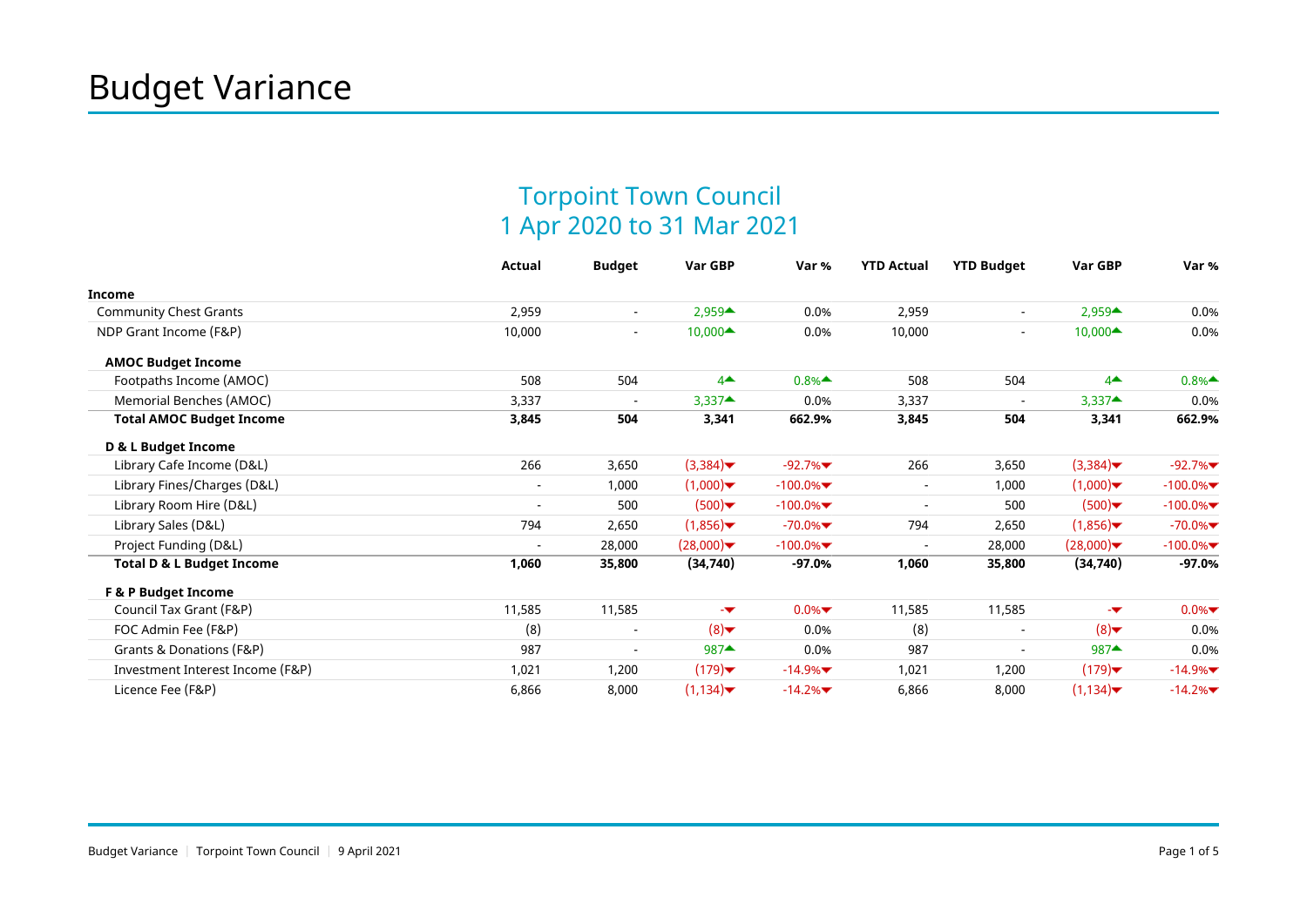# Budget Variance

## Torpoint Town Council
## 1 Apr 2020 to 31 Mar 2021

| | Actual | Budget | Var GBP | Var % | YTD Actual | YTD Budget | Var GBP | Var % |
|---|---|---|---|---|---|---|---|---|
| **Income** | | | | | | | | |
| Community Chest Grants | 2,959 | - | 2,959▲ | 0.0% | 2,959 | - | 2,959▲ | 0.0% |
| NDP Grant Income (F&P) | 10,000 | - | 10,000▲ | 0.0% | 10,000 | - | 10,000▲ | 0.0% |
| **AMOC Budget Income** | | | | | | | | |
| Footpaths Income (AMOC) | 508 | 504 | 4▲ | 0.8%▲ | 508 | 504 | 4▲ | 0.8%▲ |
| Memorial Benches (AMOC) | 3,337 | - | 3,337▲ | 0.0% | 3,337 | - | 3,337▲ | 0.0% |
| **Total AMOC Budget Income** | **3,845** | **504** | **3,341** | **662.9%** | **3,845** | **504** | **3,341** | **662.9%** |
| **D & L Budget Income** | | | | | | | | |
| Library Cafe Income (D&L) | 266 | 3,650 | (3,384)▼ | -92.7%▼ | 266 | 3,650 | (3,384)▼ | -92.7%▼ |
| Library Fines/Charges (D&L) | - | 1,000 | (1,000)▼ | -100.0%▼ | - | 1,000 | (1,000)▼ | -100.0%▼ |
| Library Room Hire (D&L) | - | 500 | (500)▼ | -100.0%▼ | - | 500 | (500)▼ | -100.0%▼ |
| Library Sales (D&L) | 794 | 2,650 | (1,856)▼ | -70.0%▼ | 794 | 2,650 | (1,856)▼ | -70.0%▼ |
| Project Funding (D&L) | - | 28,000 | (28,000)▼ | -100.0%▼ | - | 28,000 | (28,000)▼ | -100.0%▼ |
| **Total D & L Budget Income** | **1,060** | **35,800** | **(34,740)** | **-97.0%** | **1,060** | **35,800** | **(34,740)** | **-97.0%** |
| **F & P Budget Income** | | | | | | | | |
| Council Tax Grant (F&P) | 11,585 | 11,585 | -▼ | 0.0%▼ | 11,585 | 11,585 | -▼ | 0.0%▼ |
| FOC Admin Fee (F&P) | (8) | - | (8)▼ | 0.0% | (8) | - | (8)▼ | 0.0% |
| Grants & Donations (F&P) | 987 | - | 987▲ | 0.0% | 987 | - | 987▲ | 0.0% |
| Investment Interest Income (F&P) | 1,021 | 1,200 | (179)▼ | -14.9%▼ | 1,021 | 1,200 | (179)▼ | -14.9%▼ |
| Licence Fee (F&P) | 6,866 | 8,000 | (1,134)▼ | -14.2%▼ | 6,866 | 8,000 | (1,134)▼ | -14.2%▼ |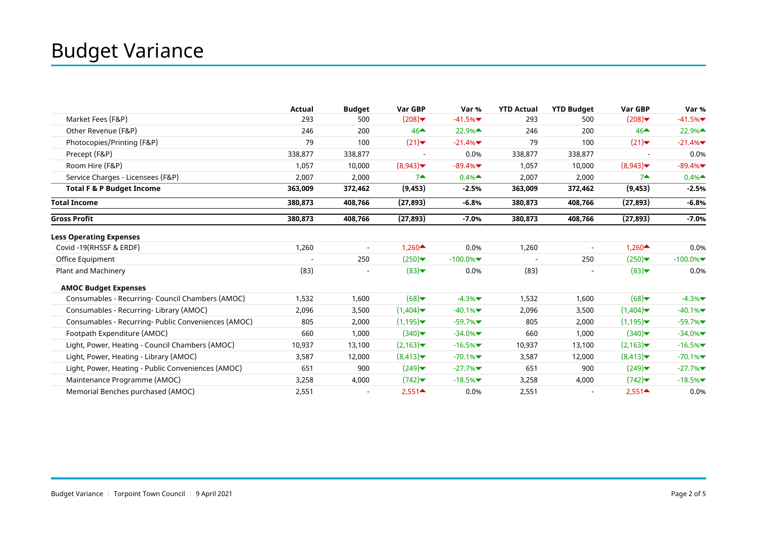# Budget Variance

| | Actual | Budget | Var GBP | Var % | YTD Actual | YTD Budget | Var GBP | Var % |
|---|---|---|---|---|---|---|---|---|
| Market Fees (F&P) | 293 | 500 | (208)▼ | -41.5%▼ | 293 | 500 | (208)▼ | -41.5%▼ |
| Other Revenue (F&P) | 246 | 200 | 46▲ | 22.9%▲ | 246 | 200 | 46▲ | 22.9%▲ |
| Photocopies/Printing (F&P) | 79 | 100 | (21)▼ | -21.4%▼ | 79 | 100 | (21)▼ | -21.4%▼ |
| Precept (F&P) | 338,877 | 338,877 | - | 0.0% | 338,877 | 338,877 | - | 0.0% |
| Room Hire (F&P) | 1,057 | 10,000 | (8,943)▼ | -89.4%▼ | 1,057 | 10,000 | (8,943)▼ | -89.4%▼ |
| Service Charges - Licensees (F&P) | 2,007 | 2,000 | 7▲ | 0.4%▲ | 2,007 | 2,000 | 7▲ | 0.4%▲ |
| **Total F & P Budget Income** | **363,009** | **372,462** | **(9,453)** | **-2.5%** | **363,009** | **372,462** | **(9,453)** | **-2.5%** |
| **Total Income** | **380,873** | **408,766** | **(27,893)** | **-6.8%** | **380,873** | **408,766** | **(27,893)** | **-6.8%** |
| **Gross Profit** | **380,873** | **408,766** | **(27,893)** | **-7.0%** | **380,873** | **408,766** | **(27,893)** | **-7.0%** |
| **Less Operating Expenses** | | | | | | | | |
| Covid -19(RHSSF & ERDF) | 1,260 | - | 1,260▲ | 0.0% | 1,260 | - | 1,260▲ | 0.0% |
| Office Equipment | - | 250 | (250)▼ | -100.0%▼ | - | 250 | (250)▼ | -100.0%▼ |
| Plant and Machinery | (83) | - | (83)▼ | 0.0% | (83) | - | (83)▼ | 0.0% |
| **AMOC Budget Expenses** | | | | | | | | |
| Consumables - Recurring- Council Chambers (AMOC) | 1,532 | 1,600 | (68)▼ | -4.3%▼ | 1,532 | 1,600 | (68)▼ | -4.3%▼ |
| Consumables - Recurring- Library (AMOC) | 2,096 | 3,500 | (1,404)▼ | -40.1%▼ | 2,096 | 3,500 | (1,404)▼ | -40.1%▼ |
| Consumables - Recurring- Public Conveniences (AMOC) | 805 | 2,000 | (1,195)▼ | -59.7%▼ | 805 | 2,000 | (1,195)▼ | -59.7%▼ |
| Footpath Expenditure (AMOC) | 660 | 1,000 | (340)▼ | -34.0%▼ | 660 | 1,000 | (340)▼ | -34.0%▼ |
| Light, Power, Heating - Council Chambers (AMOC) | 10,937 | 13,100 | (2,163)▼ | -16.5%▼ | 10,937 | 13,100 | (2,163)▼ | -16.5%▼ |
| Light, Power, Heating - Library (AMOC) | 3,587 | 12,000 | (8,413)▼ | -70.1%▼ | 3,587 | 12,000 | (8,413)▼ | -70.1%▼ |
| Light, Power, Heating - Public Conveniences (AMOC) | 651 | 900 | (249)▼ | -27.7%▼ | 651 | 900 | (249)▼ | -27.7%▼ |
| Maintenance Programme (AMOC) | 3,258 | 4,000 | (742)▼ | -18.5%▼ | 3,258 | 4,000 | (742)▼ | -18.5%▼ |
| Memorial Benches purchased (AMOC) | 2,551 | - | 2,551▲ | 0.0% | 2,551 | - | 2,551▲ | 0.0% |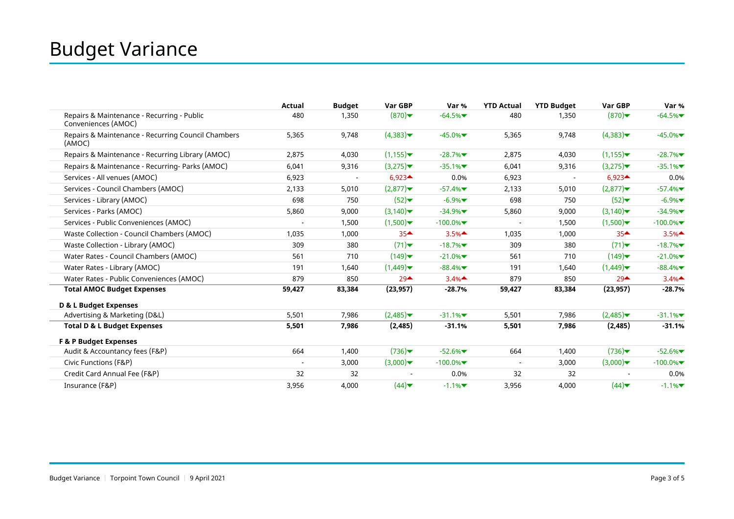# Budget Variance

| | Actual | Budget | Var GBP | Var % | YTD Actual | YTD Budget | Var GBP | Var % |
|---|---|---|---|---|---|---|---|---|
| Repairs & Maintenance - Recurring - Public Conveniences (AMOC) | 480 | 1,350 | (870)▼ | -64.5%▼ | 480 | 1,350 | (870)▼ | -64.5%▼ |
| Repairs & Maintenance - Recurring Council Chambers (AMOC) | 5,365 | 9,748 | (4,383)▼ | -45.0%▼ | 5,365 | 9,748 | (4,383)▼ | -45.0%▼ |
| Repairs & Maintenance - Recurring Library (AMOC) | 2,875 | 4,030 | (1,155)▼ | -28.7%▼ | 2,875 | 4,030 | (1,155)▼ | -28.7%▼ |
| Repairs & Maintenance - Recurring- Parks (AMOC) | 6,041 | 9,316 | (3,275)▼ | -35.1%▼ | 6,041 | 9,316 | (3,275)▼ | -35.1%▼ |
| Services - All venues (AMOC) | 6,923 | - | 6,923▲ | 0.0% | 6,923 | - | 6,923▲ | 0.0% |
| Services - Council Chambers (AMOC) | 2,133 | 5,010 | (2,877)▼ | -57.4%▼ | 2,133 | 5,010 | (2,877)▼ | -57.4%▼ |
| Services - Library (AMOC) | 698 | 750 | (52)▼ | -6.9%▼ | 698 | 750 | (52)▼ | -6.9%▼ |
| Services - Parks (AMOC) | 5,860 | 9,000 | (3,140)▼ | -34.9%▼ | 5,860 | 9,000 | (3,140)▼ | -34.9%▼ |
| Services - Public Conveniences (AMOC) | - | 1,500 | (1,500)▼ | -100.0%▼ | - | 1,500 | (1,500)▼ | -100.0%▼ |
| Waste Collection - Council Chambers (AMOC) | 1,035 | 1,000 | 35▲ | 3.5%▲ | 1,035 | 1,000 | 35▲ | 3.5%▲ |
| Waste Collection - Library (AMOC) | 309 | 380 | (71)▼ | -18.7%▼ | 309 | 380 | (71)▼ | -18.7%▼ |
| Water Rates - Council Chambers (AMOC) | 561 | 710 | (149)▼ | -21.0%▼ | 561 | 710 | (149)▼ | -21.0%▼ |
| Water Rates - Library (AMOC) | 191 | 1,640 | (1,449)▼ | -88.4%▼ | 191 | 1,640 | (1,449)▼ | -88.4%▼ |
| Water Rates - Public Conveniences (AMOC) | 879 | 850 | 29▲ | 3.4%▲ | 879 | 850 | 29▲ | 3.4%▲ |
| **Total AMOC Budget Expenses** | **59,427** | **83,384** | **(23,957)** | **-28.7%** | **59,427** | **83,384** | **(23,957)** | **-28.7%** |
| **D & L Budget Expenses** | | | | | | | | |
| Advertising & Marketing (D&L) | 5,501 | 7,986 | (2,485)▼ | -31.1%▼ | 5,501 | 7,986 | (2,485)▼ | -31.1%▼ |
| **Total D & L Budget Expenses** | **5,501** | **7,986** | **(2,485)** | **-31.1%** | **5,501** | **7,986** | **(2,485)** | **-31.1%** |
| **F & P Budget Expenses** | | | | | | | | |
| Audit & Accountancy fees (F&P) | 664 | 1,400 | (736)▼ | -52.6%▼ | 664 | 1,400 | (736)▼ | -52.6%▼ |
| Civic Functions (F&P) | - | 3,000 | (3,000)▼ | -100.0%▼ | - | 3,000 | (3,000)▼ | -100.0%▼ |
| Credit Card Annual Fee (F&P) | 32 | 32 | - | 0.0% | 32 | 32 | - | 0.0% |
| Insurance (F&P) | 3,956 | 4,000 | (44)▼ | -1.1%▼ | 3,956 | 4,000 | (44)▼ | -1.1%▼ |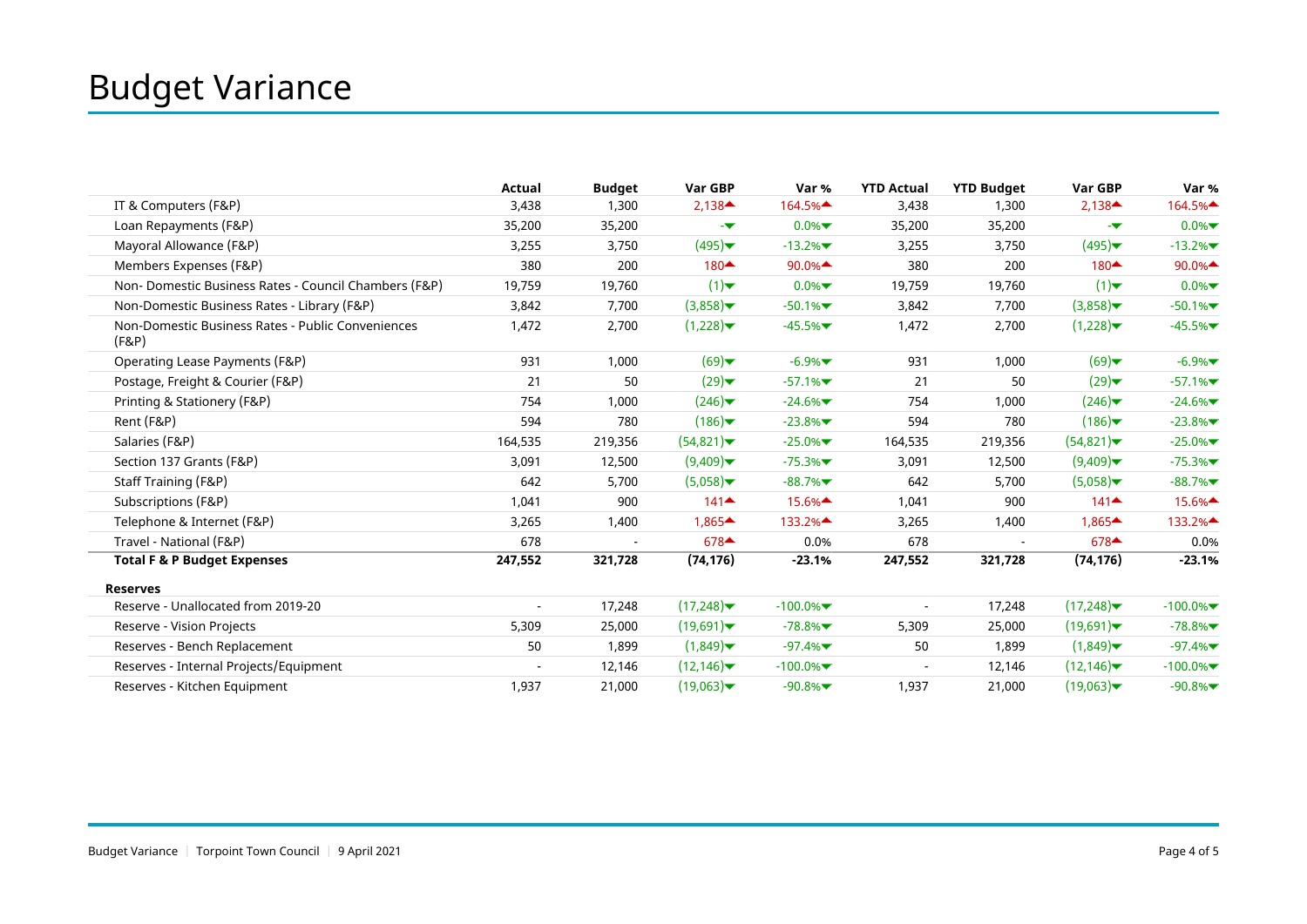# Budget Variance

| | Actual | Budget | Var GBP | Var % | YTD Actual | YTD Budget | Var GBP | Var % |
|---|---|---|---|---|---|---|---|---|
| IT & Computers (F&P) | 3,438 | 1,300 | 2,138▲ | 164.5%▲ | 3,438 | 1,300 | 2,138▲ | 164.5%▲ |
| Loan Repayments (F&P) | 35,200 | 35,200 | -▼ | 0.0%▼ | 35,200 | 35,200 | -▼ | 0.0%▼ |
| Mayoral Allowance (F&P) | 3,255 | 3,750 | (495)▼ | -13.2%▼ | 3,255 | 3,750 | (495)▼ | -13.2%▼ |
| Members Expenses (F&P) | 380 | 200 | 180▲ | 90.0%▲ | 380 | 200 | 180▲ | 90.0%▲ |
| Non- Domestic Business Rates - Council Chambers (F&P) | 19,759 | 19,760 | (1)▼ | 0.0%▼ | 19,759 | 19,760 | (1)▼ | 0.0%▼ |
| Non-Domestic Business Rates - Library (F&P) | 3,842 | 7,700 | (3,858)▼ | -50.1%▼ | 3,842 | 7,700 | (3,858)▼ | -50.1%▼ |
| Non-Domestic Business Rates - Public Conveniences (F&P) | 1,472 | 2,700 | (1,228)▼ | -45.5%▼ | 1,472 | 2,700 | (1,228)▼ | -45.5%▼ |
| Operating Lease Payments (F&P) | 931 | 1,000 | (69)▼ | -6.9%▼ | 931 | 1,000 | (69)▼ | -6.9%▼ |
| Postage, Freight & Courier (F&P) | 21 | 50 | (29)▼ | -57.1%▼ | 21 | 50 | (29)▼ | -57.1%▼ |
| Printing & Stationery (F&P) | 754 | 1,000 | (246)▼ | -24.6%▼ | 754 | 1,000 | (246)▼ | -24.6%▼ |
| Rent (F&P) | 594 | 780 | (186)▼ | -23.8%▼ | 594 | 780 | (186)▼ | -23.8%▼ |
| Salaries (F&P) | 164,535 | 219,356 | (54,821)▼ | -25.0%▼ | 164,535 | 219,356 | (54,821)▼ | -25.0%▼ |
| Section 137 Grants (F&P) | 3,091 | 12,500 | (9,409)▼ | -75.3%▼ | 3,091 | 12,500 | (9,409)▼ | -75.3%▼ |
| Staff Training (F&P) | 642 | 5,700 | (5,058)▼ | -88.7%▼ | 642 | 5,700 | (5,058)▼ | -88.7%▼ |
| Subscriptions (F&P) | 1,041 | 900 | 141▲ | 15.6%▲ | 1,041 | 900 | 141▲ | 15.6%▲ |
| Telephone & Internet (F&P) | 3,265 | 1,400 | 1,865▲ | 133.2%▲ | 3,265 | 1,400 | 1,865▲ | 133.2%▲ |
| Travel - National (F&P) | 678 | - | 678▲ | 0.0% | 678 | - | 678▲ | 0.0% |
| **Total F & P Budget Expenses** | **247,552** | **321,728** | **(74,176)** | **-23.1%** | **247,552** | **321,728** | **(74,176)** | **-23.1%** |
| **Reserves** | | | | | | | | |
| Reserve - Unallocated from 2019-20 | - | 17,248 | (17,248)▼ | -100.0%▼ | - | 17,248 | (17,248)▼ | -100.0%▼ |
| Reserve - Vision Projects | 5,309 | 25,000 | (19,691)▼ | -78.8%▼ | 5,309 | 25,000 | (19,691)▼ | -78.8%▼ |
| Reserves - Bench Replacement | 50 | 1,899 | (1,849)▼ | -97.4%▼ | 50 | 1,899 | (1,849)▼ | -97.4%▼ |
| Reserves - Internal Projects/Equipment | - | 12,146 | (12,146)▼ | -100.0%▼ | - | 12,146 | (12,146)▼ | -100.0%▼ |
| Reserves - Kitchen Equipment | 1,937 | 21,000 | (19,063)▼ | -90.8%▼ | 1,937 | 21,000 | (19,063)▼ | -90.8%▼ |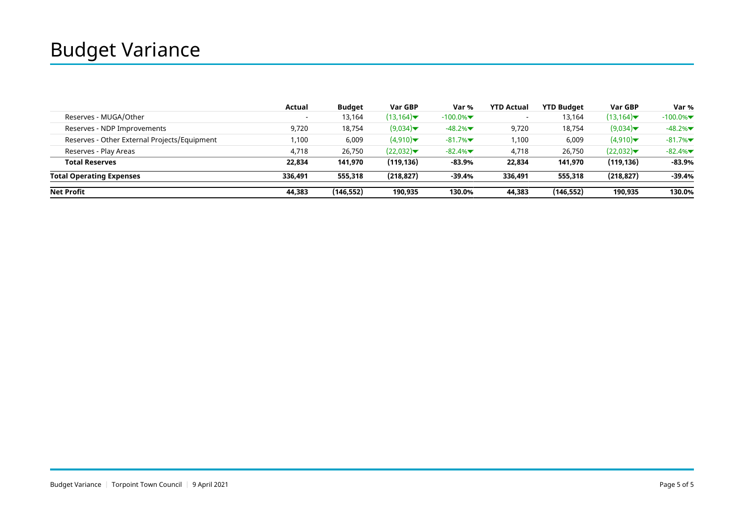# Budget Variance

| | Actual | Budget | Var GBP | Var % | YTD Actual | YTD Budget | Var GBP | Var % |
|---|---|---|---|---|---|---|---|---|
| Reserves - MUGA/Other | - | 13,164 | (13,164)▼ | -100.0%▼ | - | 13,164 | (13,164)▼ | -100.0%▼ |
| Reserves - NDP Improvements | 9,720 | 18,754 | (9,034)▼ | -48.2%▼ | 9,720 | 18,754 | (9,034)▼ | -48.2%▼ |
| Reserves - Other External Projects/Equipment | 1,100 | 6,009 | (4,910)▼ | -81.7%▼ | 1,100 | 6,009 | (4,910)▼ | -81.7%▼ |
| Reserves - Play Areas | 4,718 | 26,750 | (22,032)▼ | -82.4%▼ | 4,718 | 26,750 | (22,032)▼ | -82.4%▼ |
| **Total Reserves** | **22,834** | **141,970** | **(119,136)** | **-83.9%** | **22,834** | **141,970** | **(119,136)** | **-83.9%** |
| **Total Operating Expenses** | **336,491** | **555,318** | **(218,827)** | **-39.4%** | **336,491** | **555,318** | **(218,827)** | **-39.4%** |
| **Net Profit** | **44,383** | **(146,552)** | **190,935** | **130.0%** | **44,383** | **(146,552)** | **190,935** | **130.0%** |